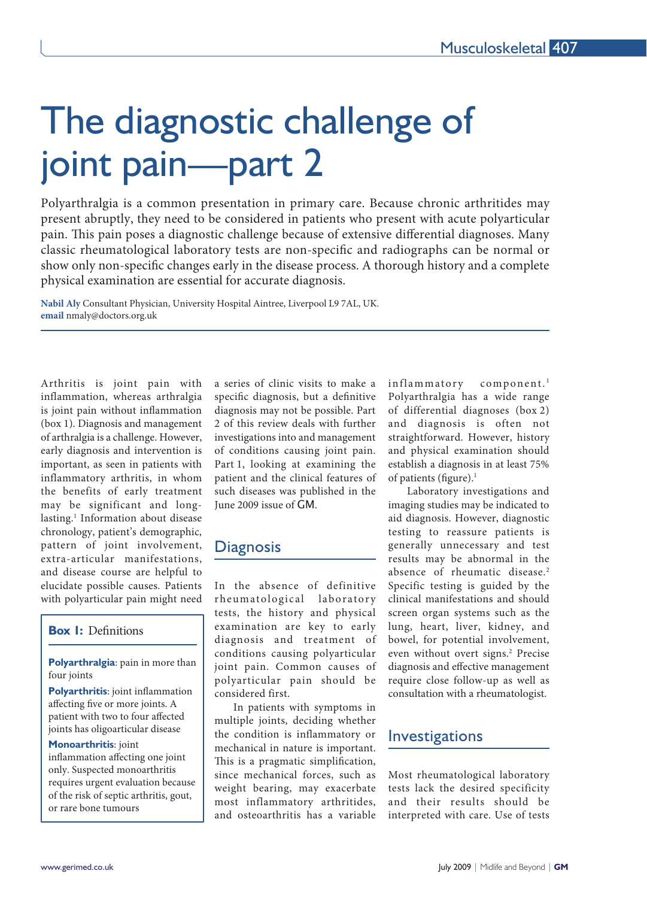# The diagnostic challenge of joint pain—part 2

Polyarthralgia is a common presentation in primary care. Because chronic arthritides may present abruptly, they need to be considered in patients who present with acute polyarticular pain. This pain poses a diagnostic challenge because of extensive differential diagnoses. Many classic rheumatological laboratory tests are non-specific and radiographs can be normal or show only non-specific changes early in the disease process. A thorough history and a complete physical examination are essential for accurate diagnosis.

**Nabil Aly** Consultant Physician, University Hospital Aintree, Liverpool L9 7AL, UK.
**email** nmaly@doctors.org.uk

Arthritis is joint pain with inflammation, whereas arthralgia is joint pain without inflammation (box 1). Diagnosis and management of arthralgia is a challenge. However, early diagnosis and intervention is important, as seen in patients with inflammatory arthritis, in whom the benefits of early treatment may be significant and long-lasting.[1] Information about disease chronology, patient's demographic, pattern of joint involvement, extra-articular manifestations, and disease course are helpful to elucidate possible causes. Patients with polyarticular pain might need a series of clinic visits to make a specific diagnosis, but a definitive diagnosis may not be possible. Part 2 of this review deals with further investigations into and management of conditions causing joint pain. Part 1, looking at examining the patient and the clinical features of such diseases was published in the June 2009 issue of GM.

> **Box 1:** Definitions
>
> **Polyarthralgia**: pain in more than four joints
>
> **Polyarthritis**: joint inflammation affecting five or more joints. A patient with two to four affected joints has oligoarticular disease
>
> **Monoarthritis**: joint inflammation affecting one joint only. Suspected monoarthritis requires urgent evaluation because of the risk of septic arthritis, gout, or rare bone tumours

## Diagnosis

In the absence of definitive rheumatological laboratory tests, the history and physical examination are key to early diagnosis and treatment of conditions causing polyarticular joint pain. Common causes of polyarticular pain should be considered first.

In patients with symptoms in multiple joints, deciding whether the condition is inflammatory or mechanical in nature is important. This is a pragmatic simplification, since mechanical forces, such as weight bearing, may exacerbate most inflammatory arthritides, and osteoarthritis has a variable inflammatory component.[1] Polyarthralgia has a wide range of differential diagnoses (box 2) and diagnosis is often not straightforward. However, history and physical examination should establish a diagnosis in at least 75% of patients (figure).[1]

Laboratory investigations and imaging studies may be indicated to aid diagnosis. However, diagnostic testing to reassure patients is generally unnecessary and test results may be abnormal in the absence of rheumatic disease.[2] Specific testing is guided by the clinical manifestations and should screen organ systems such as the lung, heart, liver, kidney, and bowel, for potential involvement, even without overt signs.[2] Precise diagnosis and effective management require close follow-up as well as consultation with a rheumatologist.

## Investigations

Most rheumatological laboratory tests lack the desired specificity and their results should be interpreted with care. Use of tests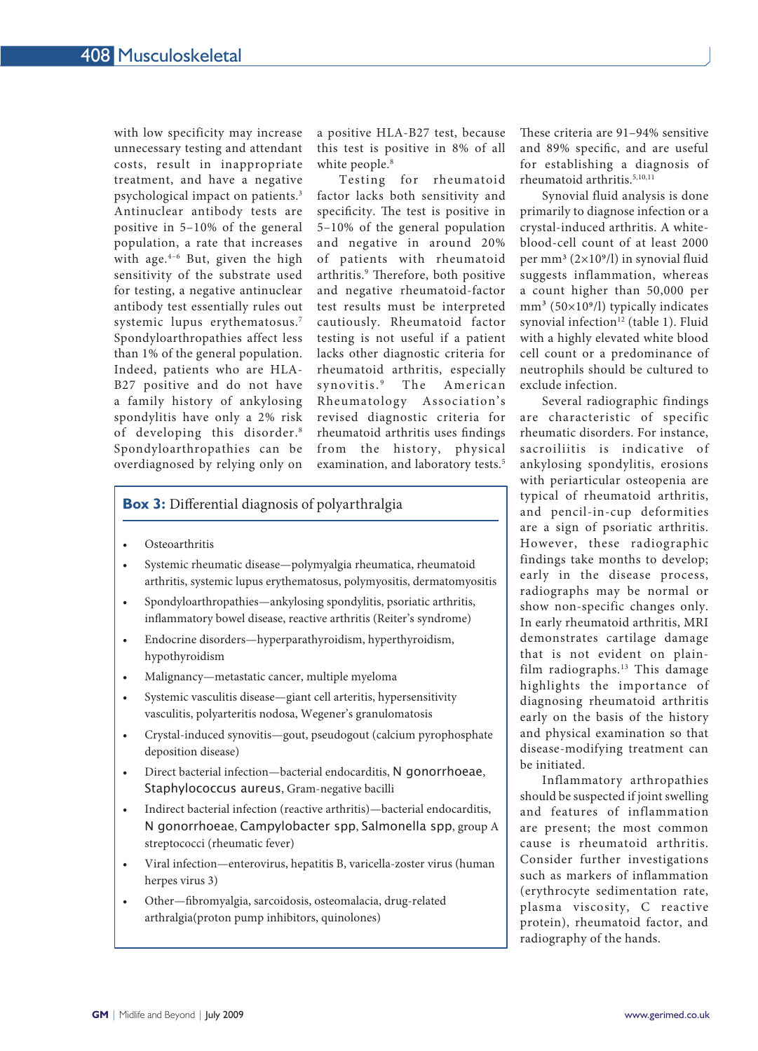with low specificity may increase unnecessary testing and attendant costs, result in inappropriate treatment, and have a negative psychological impact on patients.[3] Antinuclear antibody tests are positive in 5–10% of the general population, a rate that increases with age.[4–6] But, given the high sensitivity of the substrate used for testing, a negative antinuclear antibody test essentially rules out systemic lupus erythematosus.[7] Spondyloarthropathies affect less than 1% of the general population. Indeed, patients who are HLA-B27 positive and do not have a family history of ankylosing spondylitis have only a 2% risk of developing this disorder.[8] Spondyloarthropathies can be overdiagnosed by relying only on a positive HLA-B27 test, because this test is positive in 8% of all white people.[8]

Testing for rheumatoid factor lacks both sensitivity and specificity. The test is positive in 5–10% of the general population and negative in around 20% of patients with rheumatoid arthritis.[9] Therefore, both positive and negative rheumatoid-factor test results must be interpreted cautiously. Rheumatoid factor testing is not useful if a patient lacks other diagnostic criteria for rheumatoid arthritis, especially synovitis.[9] The American Rheumatology Association's revised diagnostic criteria for rheumatoid arthritis uses findings from the history, physical examination, and laboratory tests.[5] These criteria are 91–94% sensitive and 89% specific, and are useful for establishing a diagnosis of rheumatoid arthritis.[5,10,11]

Synovial fluid analysis is done primarily to diagnose infection or a crystal-induced arthritis. A white-blood-cell count of at least 2000 per mm³ ($2\times10^9$/l) in synovial fluid suggests inflammation, whereas a count higher than 50,000 per mm³ ($50\times10^9$/l) typically indicates synovial infection[12] (table 1). Fluid with a highly elevated white blood cell count or a predominance of neutrophils should be cultured to exclude infection.

Several radiographic findings are characteristic of specific rheumatic disorders. For instance, sacroiliitis is indicative of ankylosing spondylitis, erosions with periarticular osteopenia are typical of rheumatoid arthritis, and pencil-in-cup deformities are a sign of psoriatic arthritis. However, these radiographic findings take months to develop; early in the disease process, radiographs may be normal or show non-specific changes only. In early rheumatoid arthritis, MRI demonstrates cartilage damage that is not evident on plain-film radiographs.[13] This damage highlights the importance of diagnosing rheumatoid arthritis early on the basis of the history and physical examination so that disease-modifying treatment can be initiated.

Inflammatory arthropathies should be suspected if joint swelling and features of inflammation are present; the most common cause is rheumatoid arthritis. Consider further investigations such as markers of inflammation (erythrocyte sedimentation rate, plasma viscosity, C reactive protein), rheumatoid factor, and radiography of the hands.

**Box 3:** Differential diagnosis of polyarthralgia

- Osteoarthritis
- Systemic rheumatic disease—polymyalgia rheumatica, rheumatoid arthritis, systemic lupus erythematosus, polymyositis, dermatomyositis
- Spondyloarthropathies—ankylosing spondylitis, psoriatic arthritis, inflammatory bowel disease, reactive arthritis (Reiter's syndrome)
- Endocrine disorders—hyperparathyroidism, hyperthyroidism, hypothyroidism
- Malignancy—metastatic cancer, multiple myeloma
- Systemic vasculitis disease—giant cell arteritis, hypersensitivity vasculitis, polyarteritis nodosa, Wegener's granulomatosis
- Crystal-induced synovitis—gout, pseudogout (calcium pyrophosphate deposition disease)
- Direct bacterial infection—bacterial endocarditis, N gonorrhoeae, Staphylococcus aureus, Gram-negative bacilli
- Indirect bacterial infection (reactive arthritis)—bacterial endocarditis, N gonorrhoeae, Campylobacter spp, Salmonella spp, group A streptococci (rheumatic fever)
- Viral infection—enterovirus, hepatitis B, varicella-zoster virus (human herpes virus 3)
- Other—fibromyalgia, sarcoidosis, osteomalacia, drug-related arthralgia(proton pump inhibitors, quinolones)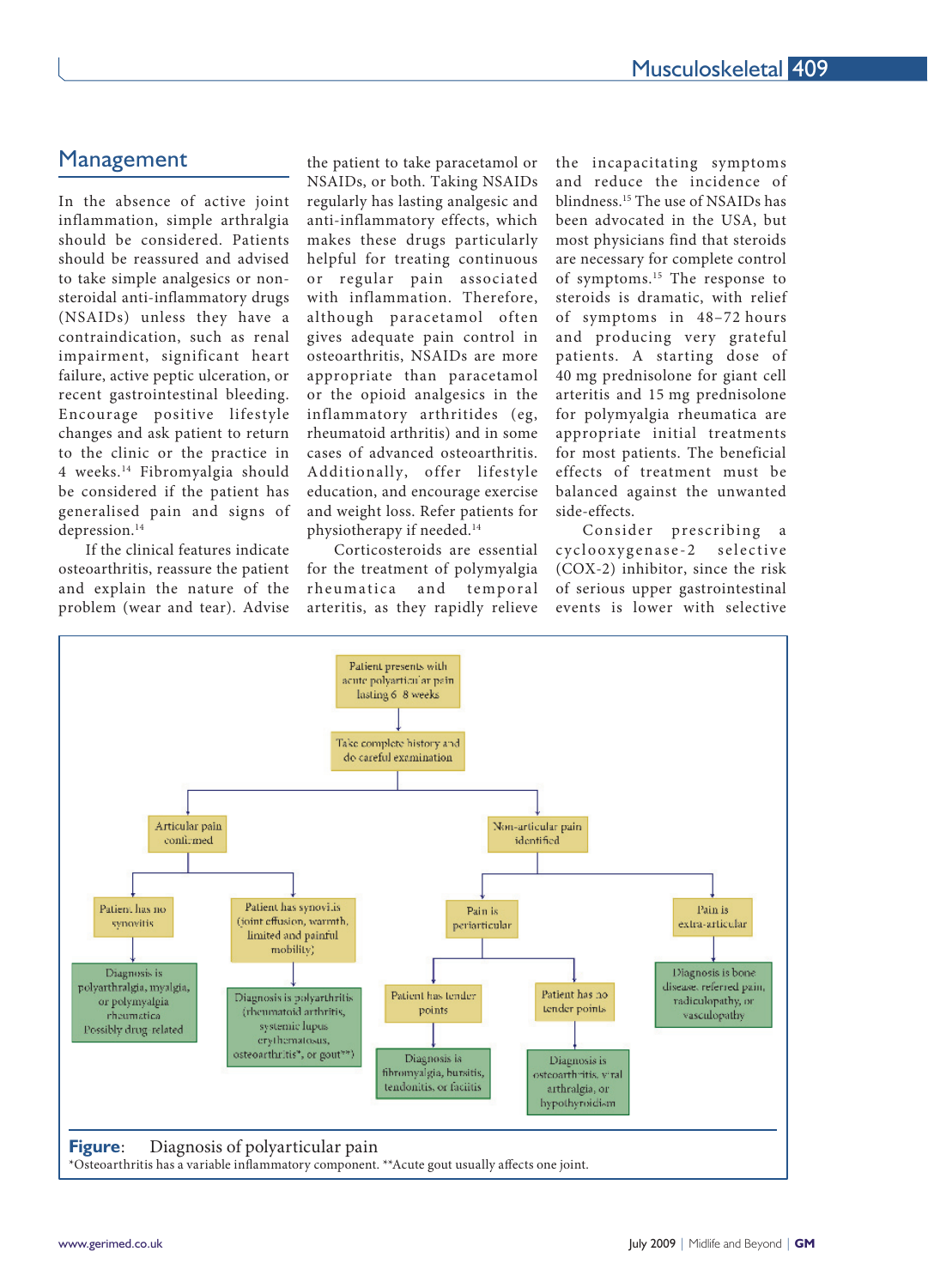## Management

In the absence of active joint inflammation, simple arthralgia should be considered. Patients should be reassured and advised to take simple analgesics or non-steroidal anti-inflammatory drugs (NSAIDs) unless they have a contraindication, such as renal impairment, significant heart failure, active peptic ulceration, or recent gastrointestinal bleeding. Encourage positive lifestyle changes and ask patient to return to the clinic or the practice in 4 weeks.[14] Fibromyalgia should be considered if the patient has generalised pain and signs of depression.[14]

If the clinical features indicate osteoarthritis, reassure the patient and explain the nature of the problem (wear and tear). Advise the patient to take paracetamol or NSAIDs, or both. Taking NSAIDs regularly has lasting analgesic and anti-inflammatory effects, which makes these drugs particularly helpful for treating continuous or regular pain associated with inflammation. Therefore, although paracetamol often gives adequate pain control in osteoarthritis, NSAIDs are more appropriate than paracetamol or the opioid analgesics in the inflammatory arthritides (eg, rheumatoid arthritis) and in some cases of advanced osteoarthritis. Additionally, offer lifestyle education, and encourage exercise and weight loss. Refer patients for physiotherapy if needed.[14]

Corticosteroids are essential for the treatment of polymyalgia rheumatica and temporal arteritis, as they rapidly relieve the incapacitating symptoms and reduce the incidence of blindness.[15] The use of NSAIDs has been advocated in the USA, but most physicians find that steroids are necessary for complete control of symptoms.[15] The response to steroids is dramatic, with relief of symptoms in 48–72 hours and producing very grateful patients. A starting dose of 40 mg prednisolone for giant cell arteritis and 15 mg prednisolone for polymyalgia rheumatica are appropriate initial treatments for most patients. The beneficial effects of treatment must be balanced against the unwanted side-effects.

Consider prescribing a cyclooxygenase-2 selective (COX-2) inhibitor, since the risk of serious upper gastrointestinal events is lower with selective

- Patient presents with acute polyarticular pain lasting 6–8 weeks
  - Take complete history and do careful examination
    - Articular pain confirmed
      - Patient has no synovitis → Diagnosis is polyarthralgia, myalgia, or polymyalgia rheumatica. Possibly drug related
      - Patient has synovitis (joint effusion, warmth, limited and painful mobility) → Diagnosis is polyarthritis (rheumatoid arthritis, systemic lupus erythematosus, osteoarthritis\*, or gout\*\*)
    - Non-articular pain identified
      - Pain is periarticular
        - Patient has tender points → Diagnosis is fibromyalgia, bursitis, tendonitis, or faciitis
        - Patient has no tender points → Diagnosis is osteoarthritis, viral arthralgia, or hypothyroidism
      - Pain is extra-articular → Diagnosis is bone disease, referred pain, radiculopathy, or vasculopathy

**Figure**: Diagnosis of polyarticular pain
\*Osteoarthritis has a variable inflammatory component. \*\*Acute gout usually affects one joint.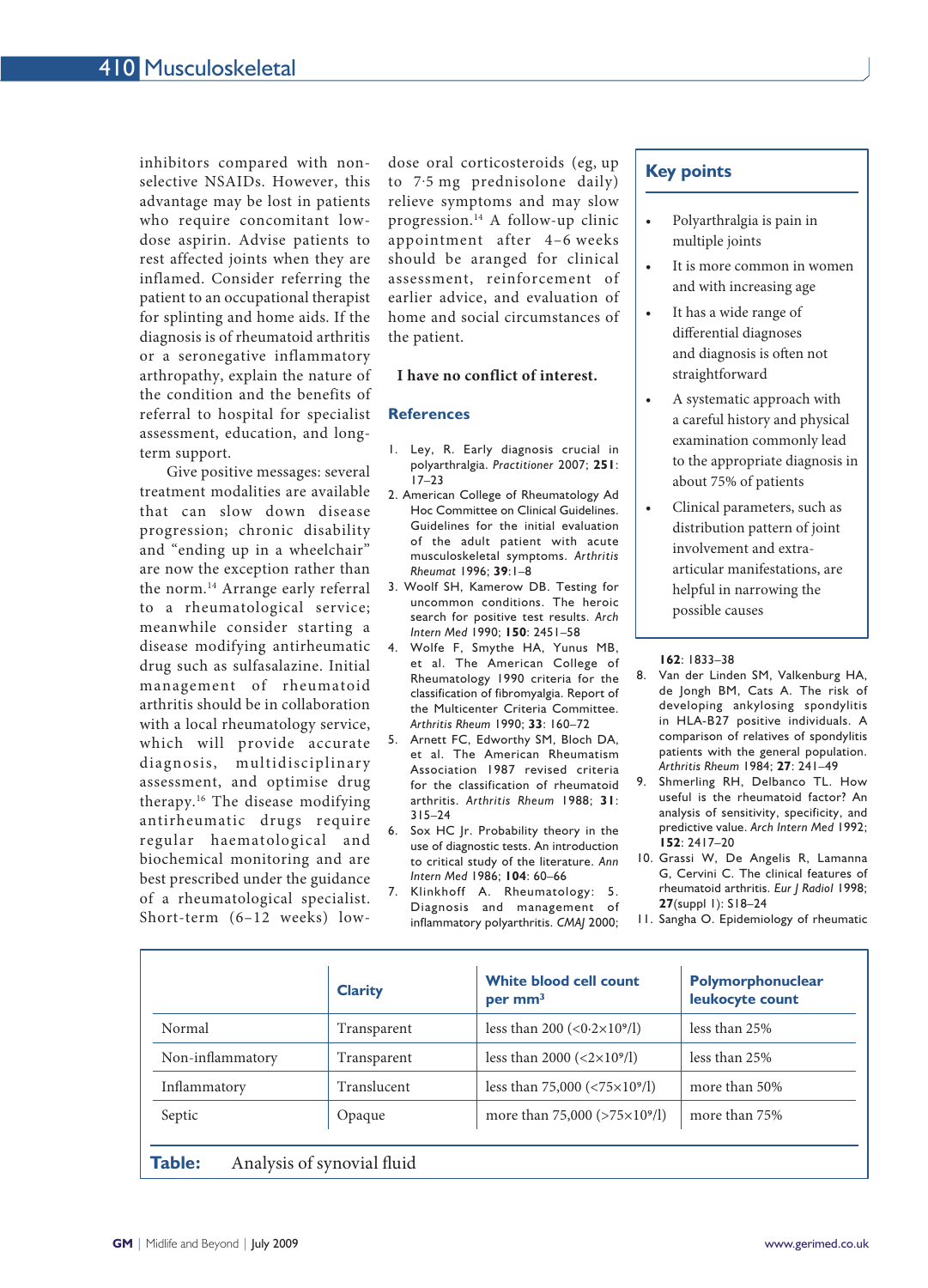inhibitors compared with non-selective NSAIDs. However, this advantage may be lost in patients who require concomitant low-dose aspirin. Advise patients to rest affected joints when they are inflamed. Consider referring the patient to an occupational therapist for splinting and home aids. If the diagnosis is of rheumatoid arthritis or a seronegative inflammatory arthropathy, explain the nature of the condition and the benefits of referral to hospital for specialist assessment, education, and long-term support.

Give positive messages: several treatment modalities are available that can slow down disease progression; chronic disability and "ending up in a wheelchair" are now the exception rather than the norm.[14] Arrange early referral to a rheumatological service; meanwhile consider starting a disease modifying antirheumatic drug such as sulfasalazine. Initial management of rheumatoid arthritis should be in collaboration with a local rheumatology service, which will provide accurate diagnosis, multidisciplinary assessment, and optimise drug therapy.[16] The disease modifying antirheumatic drugs require regular haematological and biochemical monitoring and are best prescribed under the guidance of a rheumatological specialist. Short-term (6–12 weeks) low-dose oral corticosteroids (eg, up to 7·5 mg prednisolone daily) relieve symptoms and may slow progression.[14] A follow-up clinic appointment after 4–6 weeks should be arranged for clinical assessment, reinforcement of earlier advice, and evaluation of home and social circumstances of the patient.

**I have no conflict of interest.**

## Key points

- Polyarthralgia is pain in multiple joints
- It is more common in women and with increasing age
- It has a wide range of differential diagnoses and diagnosis is often not straightforward
- A systematic approach with a careful history and physical examination commonly lead to the appropriate diagnosis in about 75% of patients
- Clinical parameters, such as distribution pattern of joint involvement and extra-articular manifestations, are helpful in narrowing the possible causes

## References

1. Ley, R. Early diagnosis crucial in polyarthralgia. *Practitioner* 2007; **251**: 17–23
2. American College of Rheumatology Ad Hoc Committee on Clinical Guidelines. Guidelines for the initial evaluation of the adult patient with acute musculoskeletal symptoms. *Arthritis Rheumat* 1996; **39**:1–8
3. Woolf SH, Kamerow DB. Testing for uncommon conditions. The heroic search for positive test results. *Arch Intern Med* 1990; **150**: 2451–58
4. Wolfe F, Smythe HA, Yunus MB, et al. The American College of Rheumatology 1990 criteria for the classification of fibromyalgia. Report of the Multicenter Criteria Committee. *Arthritis Rheum* 1990; **33**: 160–72
5. Arnett FC, Edworthy SM, Bloch DA, et al. The American Rheumatism Association 1987 revised criteria for the classification of rheumatoid arthritis. *Arthritis Rheum* 1988; **31**: 315–24
6. Sox HC Jr. Probability theory in the use of diagnostic tests. An introduction to critical study of the literature. *Ann Intern Med* 1986; **104**: 60–66
7. Klinkhoff A. Rheumatology: 5. Diagnosis and management of inflammatory polyarthritis. *CMAJ* 2000; **162**: 1833–38
8. Van der Linden SM, Valkenburg HA, de Jongh BM, Cats A. The risk of developing ankylosing spondylitis in HLA-B27 positive individuals. A comparison of relatives of spondylitis patients with the general population. *Arthritis Rheum* 1984; **27**: 241–49
9. Shmerling RH, Delbanco TL. How useful is the rheumatoid factor? An analysis of sensitivity, specificity, and predictive value. *Arch Intern Med* 1992; **152**: 2417–20
10. Grassi W, De Angelis R, Lamanna G, Cervini C. The clinical features of rheumatoid arthritis. *Eur J Radiol* 1998; **27**(suppl 1): S18–24
11. Sangha O. Epidemiology of rheumatic

| | Clarity | White blood cell count per mm³ | Polymorphonuclear leukocyte count |
|---|---|---|---|
| Normal | Transparent | less than 200 ($<0{\cdot}2\times10^9$/l) | less than 25% |
| Non-inflammatory | Transparent | less than 2000 ($<2\times10^9$/l) | less than 25% |
| Inflammatory | Translucent | less than 75,000 ($<75\times10^9$/l) | more than 50% |
| Septic | Opaque | more than 75,000 ($>75\times10^9$/l) | more than 75% |

**Table:** Analysis of synovial fluid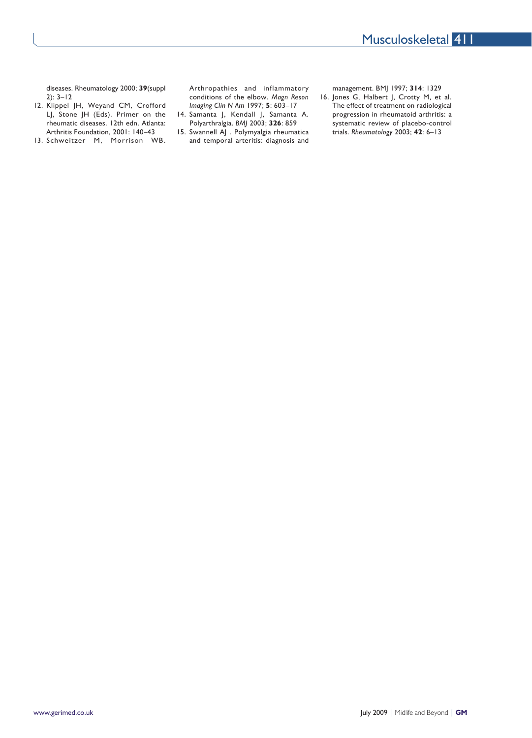diseases. Rheumatology 2000; **39**(suppl 2): 3–12

12. Klippel JH, Weyand CM, Crofford LJ, Stone JH (Eds). Primer on the rheumatic diseases. 12th edn. Atlanta: Arthritis Foundation, 2001: 140–43
13. Schweitzer M, Morrison WB. Arthropathies and inflammatory conditions of the elbow. *Magn Reson Imaging Clin N Am* 1997; **5**: 603–17
14. Samanta J, Kendall J, Samanta A. Polyarthralgia. *BMJ* 2003; **326**: 859
15. Swannell AJ . Polymyalgia rheumatica and temporal arteritis: diagnosis and management. BMJ 1997; **314**: 1329
16. Jones G, Halbert J, Crotty M, et al. The effect of treatment on radiological progression in rheumatoid arthritis: a systematic review of placebo-control trials. *Rheumatology* 2003; **42**: 6–13